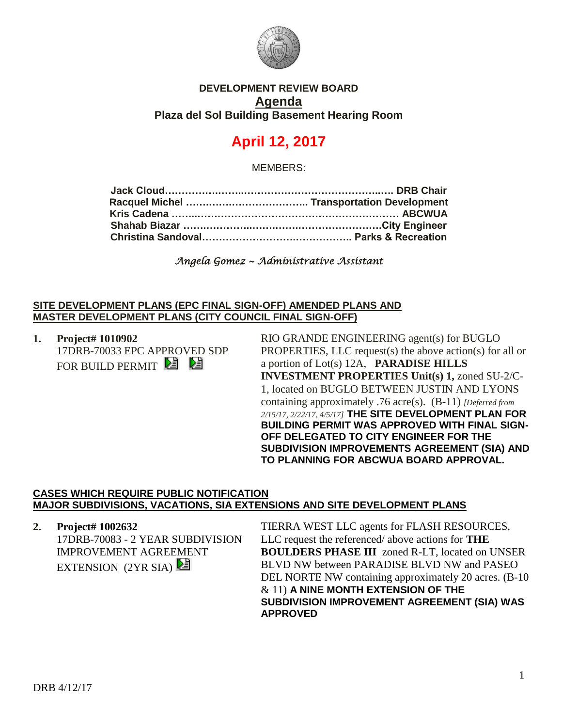# DEVELOPMENT REVIEW BOARD

## Agenda

### Plaza del Sol Building Basement Hearing Room

# April 12, 2017

MEMBERS:

**Jack Cloud**……………………………………………………….. **DRB Chair**
**Racquel Michel** ……………………………….. **Transportation Development**
**Kris Cadena** ……………………………………………………….. **ABCWUA**
**Shahab Biazar** ………………………………………………….**City Engineer**
**Christina Sandoval**……………………………………….. **Parks & Recreation**

*Angela Gomez ~ Administrative Assistant*

**SITE DEVELOPMENT PLANS (EPC FINAL SIGN-OFF) AMENDED PLANS AND MASTER DEVELOPMENT PLANS (CITY COUNCIL FINAL SIGN-OFF)**

1. **Project# 1010902**
   17DRB-70033 EPC APPROVED SDP FOR BUILD PERMIT

   RIO GRANDE ENGINEERING agent(s) for BUGLO PROPERTIES, LLC request(s) the above action(s) for all or a portion of Lot(s) 12A, **PARADISE HILLS INVESTMENT PROPERTIES Unit(s) 1,** zoned SU-2/C-1, located on BUGLO BETWEEN JUSTIN AND LYONS containing approximately .76 acre(s). (B-11) *[Deferred from 2/15/17, 2/22/17, 4/5/17]* **THE SITE DEVELOPMENT PLAN FOR BUILDING PERMIT WAS APPROVED WITH FINAL SIGN-OFF DELEGATED TO CITY ENGINEER FOR THE SUBDIVISION IMPROVEMENTS AGREEMENT (SIA) AND TO PLANNING FOR ABCWUA BOARD APPROVAL.**

**CASES WHICH REQUIRE PUBLIC NOTIFICATION MAJOR SUBDIVISIONS, VACATIONS, SIA EXTENSIONS AND SITE DEVELOPMENT PLANS**

2. **Project# 1002632**
   17DRB-70083 - 2 YEAR SUBDIVISION IMPROVEMENT AGREEMENT EXTENSION (2YR SIA)

   TIERRA WEST LLC agents for FLASH RESOURCES, LLC request the referenced/ above actions for **THE BOULDERS PHASE III** zoned R-LT, located on UNSER BLVD NW between PARADISE BLVD NW and PASEO DEL NORTE NW containing approximately 20 acres. (B-10 & 11) **A NINE MONTH EXTENSION OF THE SUBDIVISION IMPROVEMENT AGREEMENT (SIA) WAS APPROVED**

DRB 4/12/17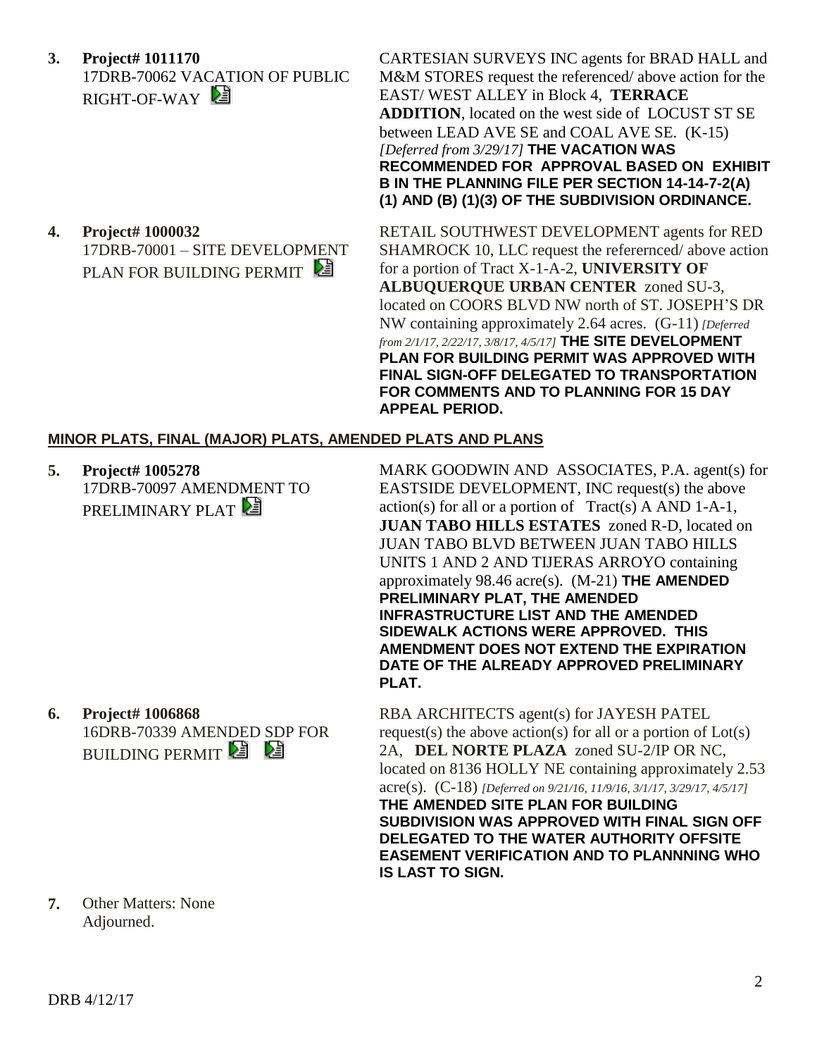**3.** **Project# 1011170**
17DRB-70062 VACATION OF PUBLIC RIGHT-OF-WAY

CARTESIAN SURVEYS INC agents for BRAD HALL and M&M STORES request the referenced/ above action for the EAST/ WEST ALLEY in Block 4, **TERRACE ADDITION**, located on the west side of LOCUST ST SE between LEAD AVE SE and COAL AVE SE. (K-15) *[Deferred from 3/29/17]* **THE VACATION WAS RECOMMENDED FOR APPROVAL BASED ON EXHIBIT B IN THE PLANNING FILE PER SECTION 14-14-7-2(A) (1) AND (B) (1)(3) OF THE SUBDIVISION ORDINANCE.**

**4.** **Project# 1000032**
17DRB-70001 – SITE DEVELOPMENT PLAN FOR BUILDING PERMIT

RETAIL SOUTHWEST DEVELOPMENT agents for RED SHAMROCK 10, LLC request the referernced/ above action for a portion of Tract X-1-A-2, **UNIVERSITY OF ALBUQUERQUE URBAN CENTER** zoned SU-3, located on COORS BLVD NW north of ST. JOSEPH'S DR NW containing approximately 2.64 acres. (G-11) *[Deferred from 2/1/17, 2/22/17, 3/8/17, 4/5/17]* **THE SITE DEVELOPMENT PLAN FOR BUILDING PERMIT WAS APPROVED WITH FINAL SIGN-OFF DELEGATED TO TRANSPORTATION FOR COMMENTS AND TO PLANNING FOR 15 DAY APPEAL PERIOD.**

**MINOR PLATS, FINAL (MAJOR) PLATS, AMENDED PLATS AND PLANS**

**5.** **Project# 1005278**
17DRB-70097 AMENDMENT TO PRELIMINARY PLAT

MARK GOODWIN AND ASSOCIATES, P.A. agent(s) for EASTSIDE DEVELOPMENT, INC request(s) the above action(s) for all or a portion of Tract(s) A AND 1-A-1, **JUAN TABO HILLS ESTATES** zoned R-D, located on JUAN TABO BLVD BETWEEN JUAN TABO HILLS UNITS 1 AND 2 AND TIJERAS ARROYO containing approximately 98.46 acre(s). (M-21) **THE AMENDED PRELIMINARY PLAT, THE AMENDED INFRASTRUCTURE LIST AND THE AMENDED SIDEWALK ACTIONS WERE APPROVED. THIS AMENDMENT DOES NOT EXTEND THE EXPIRATION DATE OF THE ALREADY APPROVED PRELIMINARY PLAT.**

**6.** **Project# 1006868**
16DRB-70339 AMENDED SDP FOR BUILDING PERMIT

RBA ARCHITECTS agent(s) for JAYESH PATEL request(s) the above action(s) for all or a portion of Lot(s) 2A, **DEL NORTE PLAZA** zoned SU-2/IP OR NC, located on 8136 HOLLY NE containing approximately 2.53 acre(s). (C-18) *[Deferred on 9/21/16, 11/9/16, 3/1/17, 3/29/17, 4/5/17]* **THE AMENDED SITE PLAN FOR BUILDING SUBDIVISION WAS APPROVED WITH FINAL SIGN OFF DELEGATED TO THE WATER AUTHORITY OFFSITE EASEMENT VERIFICATION AND TO PLANNNING WHO IS LAST TO SIGN.**

**7.** Other Matters: None
Adjourned.

DRB 4/12/17